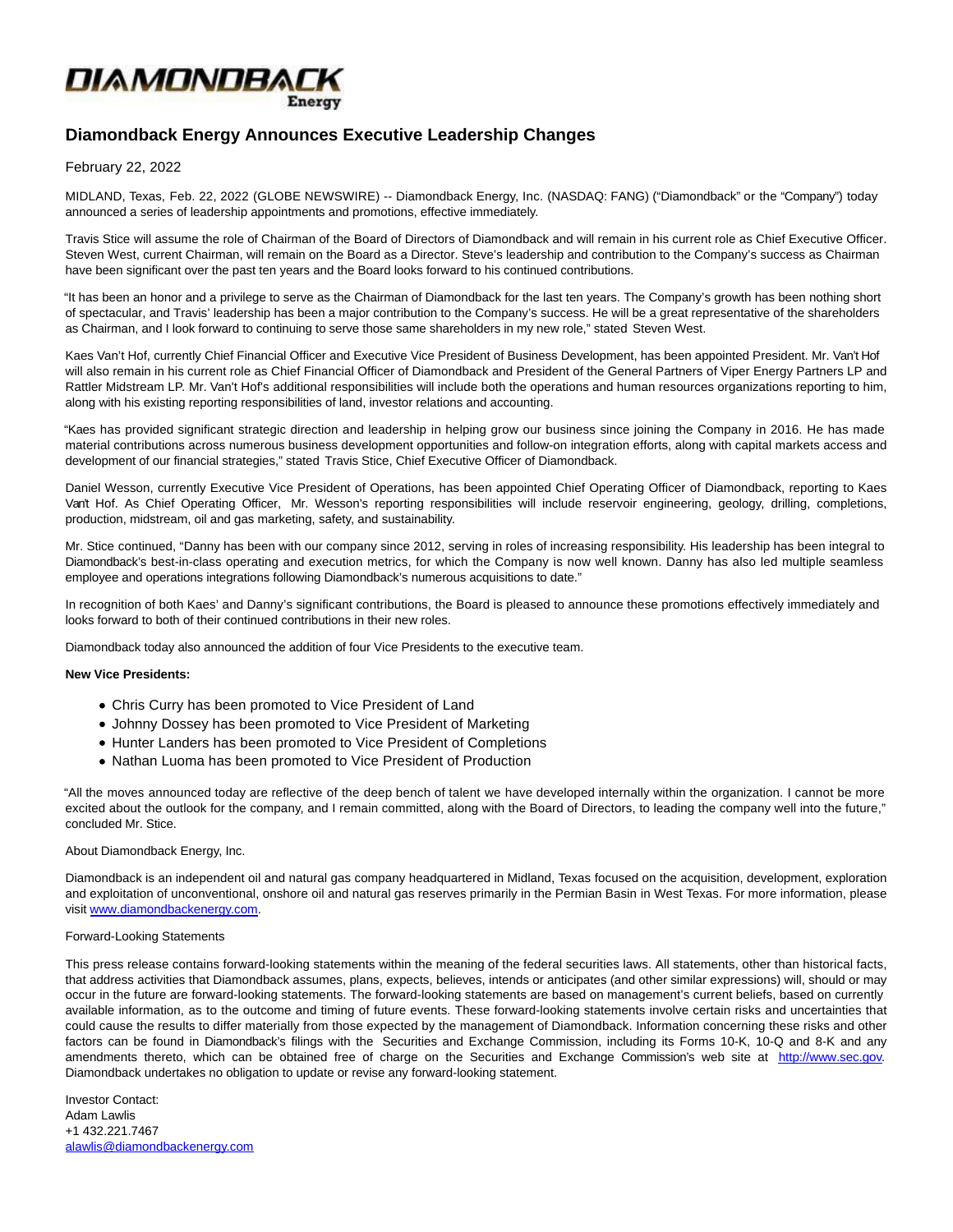DIAMONDBACK Energy

# Diamondback Energy Announces Executive Leadership Changes

February 22, 2022

MIDLAND, Texas, Feb. 22, 2022 (GLOBE NEWSWIRE) -- Diamondback Energy, Inc. (NASDAQ: FANG) ("Diamondback" or the "Company") today announced a series of leadership appointments and promotions, effective immediately.

Travis Stice will assume the role of Chairman of the Board of Directors of Diamondback and will remain in his current role as Chief Executive Officer. Steven West, current Chairman, will remain on the Board as a Director. Steve's leadership and contribution to the Company's success as Chairman have been significant over the past ten years and the Board looks forward to his continued contributions.

"It has been an honor and a privilege to serve as the Chairman of Diamondback for the last ten years. The Company's growth has been nothing short of spectacular, and Travis' leadership has been a major contribution to the Company's success. He will be a great representative of the shareholders as Chairman, and I look forward to continuing to serve those same shareholders in my new role," stated Steven West.

Kaes Van't Hof, currently Chief Financial Officer and Executive Vice President of Business Development, has been appointed President. Mr. Van't Hof will also remain in his current role as Chief Financial Officer of Diamondback and President of the General Partners of Viper Energy Partners LP and Rattler Midstream LP. Mr. Van't Hof's additional responsibilities will include both the operations and human resources organizations reporting to him, along with his existing reporting responsibilities of land, investor relations and accounting.

"Kaes has provided significant strategic direction and leadership in helping grow our business since joining the Company in 2016. He has made material contributions across numerous business development opportunities and follow-on integration efforts, along with capital markets access and development of our financial strategies," stated Travis Stice, Chief Executive Officer of Diamondback.

Daniel Wesson, currently Executive Vice President of Operations, has been appointed Chief Operating Officer of Diamondback, reporting to Kaes Van't Hof. As Chief Operating Officer, Mr. Wesson's reporting responsibilities will include reservoir engineering, geology, drilling, completions, production, midstream, oil and gas marketing, safety, and sustainability.

Mr. Stice continued, "Danny has been with our company since 2012, serving in roles of increasing responsibility. His leadership has been integral to Diamondback's best-in-class operating and execution metrics, for which the Company is now well known. Danny has also led multiple seamless employee and operations integrations following Diamondback's numerous acquisitions to date."

In recognition of both Kaes' and Danny's significant contributions, the Board is pleased to announce these promotions effectively immediately and looks forward to both of their continued contributions in their new roles.

Diamondback today also announced the addition of four Vice Presidents to the executive team.

**New Vice Presidents:**

- Chris Curry has been promoted to Vice President of Land
- Johnny Dossey has been promoted to Vice President of Marketing
- Hunter Landers has been promoted to Vice President of Completions
- Nathan Luoma has been promoted to Vice President of Production

"All the moves announced today are reflective of the deep bench of talent we have developed internally within the organization. I cannot be more excited about the outlook for the company, and I remain committed, along with the Board of Directors, to leading the company well into the future," concluded Mr. Stice.

About Diamondback Energy, Inc.

Diamondback is an independent oil and natural gas company headquartered in Midland, Texas focused on the acquisition, development, exploration and exploitation of unconventional, onshore oil and natural gas reserves primarily in the Permian Basin in West Texas. For more information, please visit www.diamondbackenergy.com.

Forward-Looking Statements

This press release contains forward-looking statements within the meaning of the federal securities laws. All statements, other than historical facts, that address activities that Diamondback assumes, plans, expects, believes, intends or anticipates (and other similar expressions) will, should or may occur in the future are forward-looking statements. The forward-looking statements are based on management's current beliefs, based on currently available information, as to the outcome and timing of future events. These forward-looking statements involve certain risks and uncertainties that could cause the results to differ materially from those expected by the management of Diamondback. Information concerning these risks and other factors can be found in Diamondback's filings with the Securities and Exchange Commission, including its Forms 10-K, 10-Q and 8-K and any amendments thereto, which can be obtained free of charge on the Securities and Exchange Commission's web site at http://www.sec.gov. Diamondback undertakes no obligation to update or revise any forward-looking statement.

Investor Contact:
Adam Lawlis
+1 432.221.7467
alawlis@diamondbackenergy.com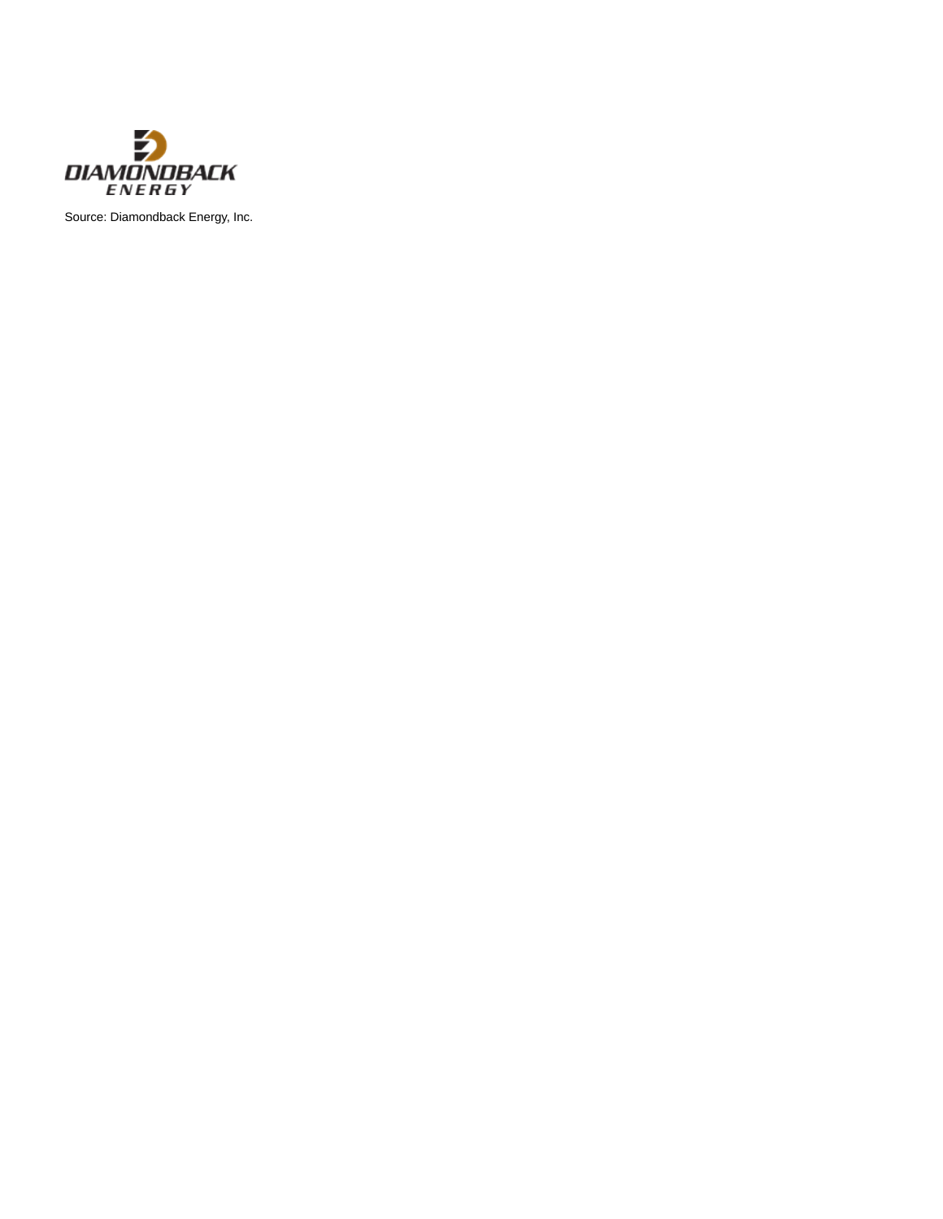Source: Diamondback Energy, Inc.